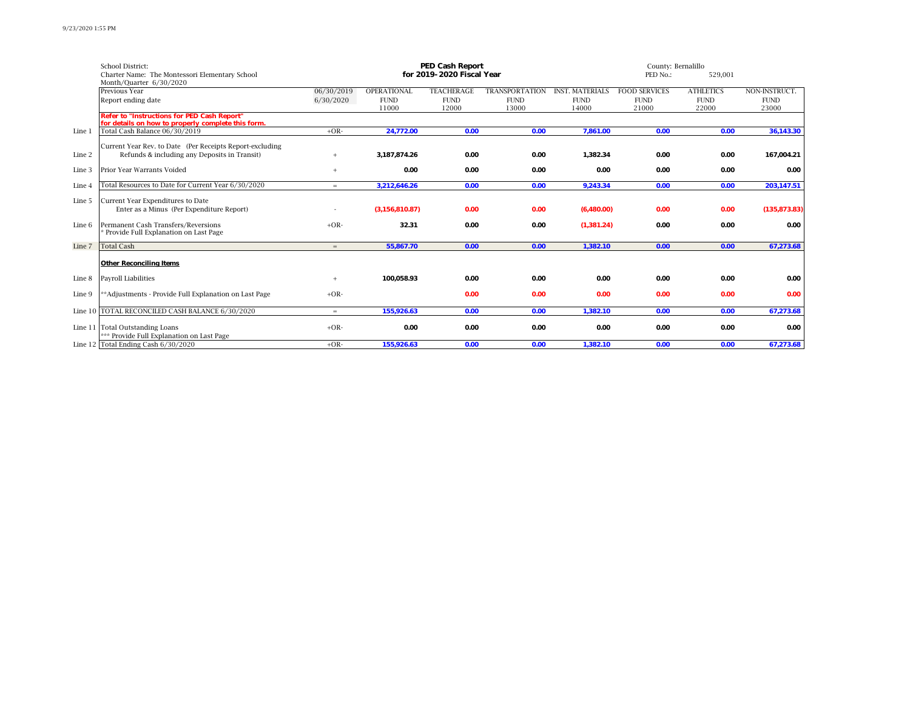School District:
Charter Name: The Montessori Elementary School
Month/Quarter 6/30/2020

**PED Cash Report**
**for 2019- 2020 Fiscal Year**

County: Bernalillo
PED No.: 529,001

| | | | OPERATIONAL FUND 11000 | TEACHERAGE FUND 12000 | TRANSPORTATION FUND 13000 | INST. MATERIALS FUND 14000 | FOOD SERVICES FUND 21000 | ATHLETICS FUND 22000 | NON-INSTRUCT. FUND 23000 |
|---|---|---|---|---|---|---|---|---|---|
| | Previous Year | 06/30/2019 | | | | | | | |
| | Report ending date | 6/30/2020 | | | | | | | |
| | **Refer to "Instructions for PED Cash Report" for details on how to properly complete this form.** | | | | | | | | |
| Line 1 | Total Cash Balance 06/30/2019 | +OR- | 24,772.00 | 0.00 | 0.00 | 7,861.00 | 0.00 | 0.00 | 36,143.30 |
| Line 2 | Current Year Rev. to Date (Per Receipts Report-excluding Refunds & including any Deposits in Transit) | + | 3,187,874.26 | 0.00 | 0.00 | 1,382.34 | 0.00 | 0.00 | 167,004.21 |
| Line 3 | Prior Year Warrants Voided | + | 0.00 | 0.00 | 0.00 | 0.00 | 0.00 | 0.00 | 0.00 |
| Line 4 | Total Resources to Date for Current Year 6/30/2020 | = | 3,212,646.26 | 0.00 | 0.00 | 9,243.34 | 0.00 | 0.00 | 203,147.51 |
| Line 5 | Current Year Expenditures to Date Enter as a Minus (Per Expenditure Report) | - | (3,156,810.87) | 0.00 | 0.00 | (6,480.00) | 0.00 | 0.00 | (135,873.83) |
| Line 6 | Permanent Cash Transfers/Reversions * Provide Full Explanation on Last Page | +OR- | 32.31 | 0.00 | 0.00 | (1,381.24) | 0.00 | 0.00 | 0.00 |
| Line 7 | Total Cash | = | 55,867.70 | 0.00 | 0.00 | 1,382.10 | 0.00 | 0.00 | 67,273.68 |
| | **Other Reconciling Items** | | | | | | | | |
| Line 8 | Payroll Liabilities | + | 100,058.93 | 0.00 | 0.00 | 0.00 | 0.00 | 0.00 | 0.00 |
| Line 9 | **Adjustments - Provide Full Explanation on Last Page | +OR- | | 0.00 | 0.00 | 0.00 | 0.00 | 0.00 | 0.00 |
| Line 10 | TOTAL RECONCILED CASH BALANCE 6/30/2020 | = | 155,926.63 | 0.00 | 0.00 | 1,382.10 | 0.00 | 0.00 | 67,273.68 |
| Line 11 | Total Outstanding Loans *** Provide Full Explanation on Last Page | +OR- | 0.00 | 0.00 | 0.00 | 0.00 | 0.00 | 0.00 | 0.00 |
| Line 12 | Total Ending Cash 6/30/2020 | +OR- | 155,926.63 | 0.00 | 0.00 | 1,382.10 | 0.00 | 0.00 | 67,273.68 |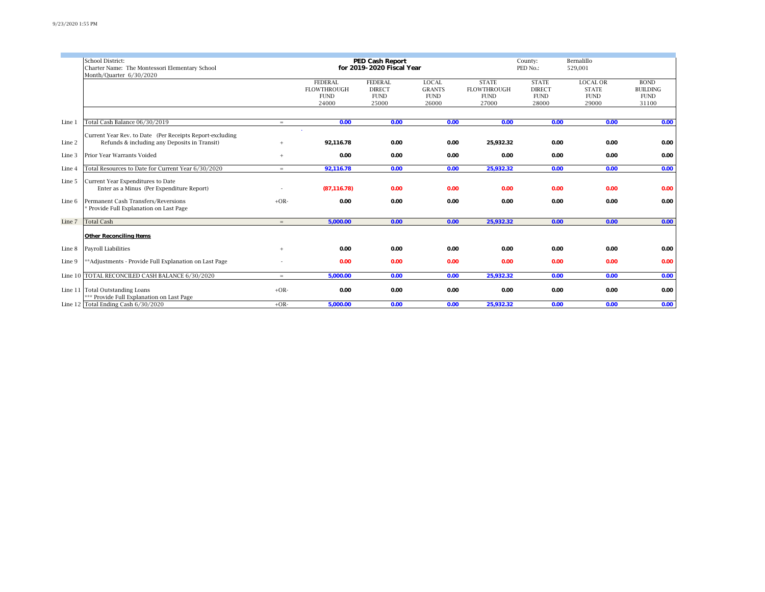| | School District:<br>Charter Name: The Montessori Elementary School<br>Month/Quarter 6/30/2020 | | **PED Cash Report**<br>**for 2019-2020 Fiscal Year** | | | | County: Bernalillo<br>PED No.: 529,001 | | |
|---|---|---|---|---|---|---|---|---|---|
| | | | FEDERAL FLOWTHROUGH FUND 24000 | FEDERAL DIRECT FUND 25000 | LOCAL GRANTS FUND 26000 | STATE FLOWTHROUGH FUND 27000 | STATE DIRECT FUND 28000 | LOCAL OR STATE FUND 29000 | BOND BUILDING FUND 31100 |
| Line 1 | Total Cash Balance 06/30/2019 | = | 0.00 | 0.00 | 0.00 | 0.00 | 0.00 | 0.00 | 0.00 |
| Line 2 | Current Year Rev. to Date (Per Receipts Report-excluding Refunds & including any Deposits in Transit) | + | 92,116.78 | 0.00 | 0.00 | 25,932.32 | 0.00 | 0.00 | 0.00 |
| Line 3 | Prior Year Warrants Voided | + | 0.00 | 0.00 | 0.00 | 0.00 | 0.00 | 0.00 | 0.00 |
| Line 4 | Total Resources to Date for Current Year 6/30/2020 | = | 92,116.78 | 0.00 | 0.00 | 25,932.32 | 0.00 | 0.00 | 0.00 |
| Line 5 | Current Year Expenditures to Date Enter as a Minus (Per Expenditure Report) | - | (87,116.78) | 0.00 | 0.00 | 0.00 | 0.00 | 0.00 | 0.00 |
| Line 6 | Permanent Cash Transfers/Reversions<br>* Provide Full Explanation on Last Page | +OR- | 0.00 | 0.00 | 0.00 | 0.00 | 0.00 | 0.00 | 0.00 |
| Line 7 | Total Cash | = | 5,000.00 | 0.00 | 0.00 | 25,932.32 | 0.00 | 0.00 | 0.00 |
| | **Other Reconciling Items** | | | | | | | | |
| Line 8 | Payroll Liabilities | + | 0.00 | 0.00 | 0.00 | 0.00 | 0.00 | 0.00 | 0.00 |
| Line 9 | **Adjustments - Provide Full Explanation on Last Page | - | 0.00 | 0.00 | 0.00 | 0.00 | 0.00 | 0.00 | 0.00 |
| Line 10 | TOTAL RECONCILED CASH BALANCE 6/30/2020 | = | 5,000.00 | 0.00 | 0.00 | 25,932.32 | 0.00 | 0.00 | 0.00 |
| Line 11 | Total Outstanding Loans<br>*** Provide Full Explanation on Last Page | +OR- | 0.00 | 0.00 | 0.00 | 0.00 | 0.00 | 0.00 | 0.00 |
| Line 12 | Total Ending Cash 6/30/2020 | +OR- | 5,000.00 | 0.00 | 0.00 | 25,932.32 | 0.00 | 0.00 | 0.00 |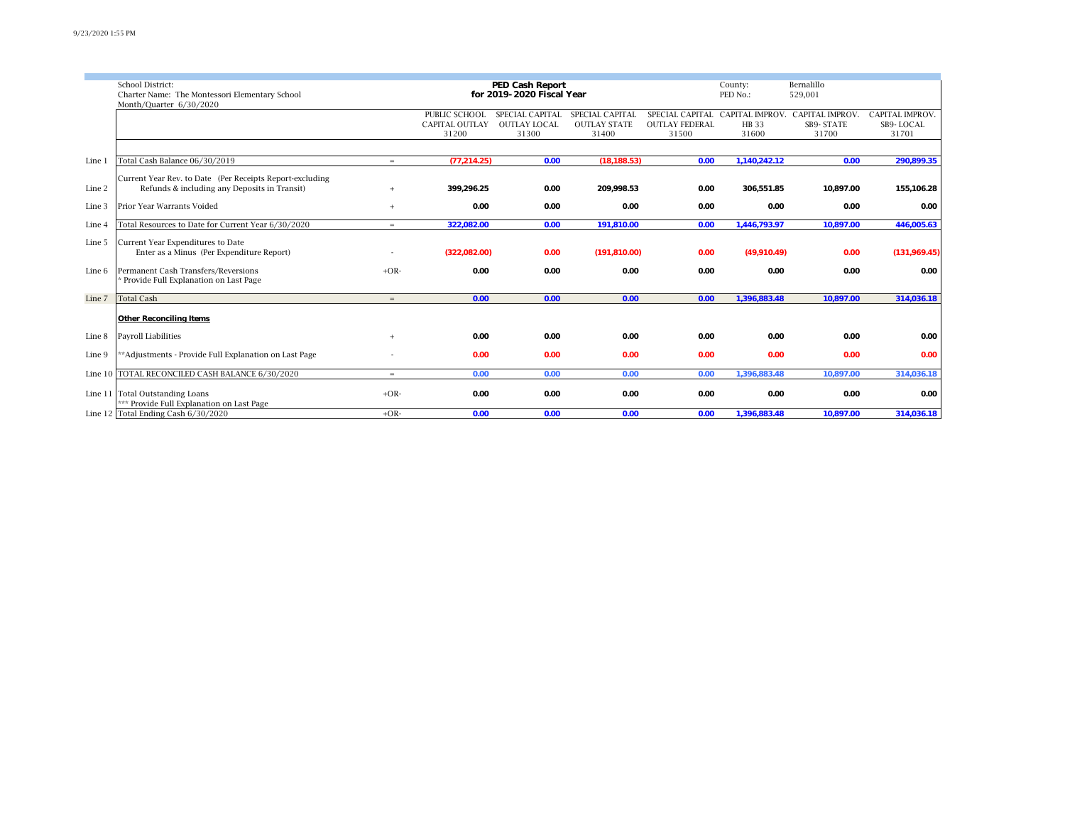School District:
Charter Name: The Montessori Elementary School
Month/Quarter 6/30/2020

**PED Cash Report**
**for 2019-2020 Fiscal Year**

County: Bernalillo
PED No.: 529,001

| Line | Description | | PUBLIC SCHOOL CAPITAL OUTLAY 31200 | SPECIAL CAPITAL OUTLAY LOCAL 31300 | SPECIAL CAPITAL OUTLAY STATE 31400 | SPECIAL CAPITAL OUTLAY FEDERAL 31500 | CAPITAL IMPROV. HB 33 31600 | CAPITAL IMPROV. SB9- STATE 31700 | CAPITAL IMPROV. SB9- LOCAL 31701 |
|---|---|---|---|---|---|---|---|---|---|
| Line 1 | Total Cash Balance 06/30/2019 | = | (77,214.25) | 0.00 | (18,188.53) | 0.00 | 1,140,242.12 | 0.00 | 290,899.35 |
| Line 2 | Current Year Rev. to Date (Per Receipts Report-excluding Refunds & including any Deposits in Transit) | + | 399,296.25 | 0.00 | 209,998.53 | 0.00 | 306,551.85 | 10,897.00 | 155,106.28 |
| Line 3 | Prior Year Warrants Voided | + | 0.00 | 0.00 | 0.00 | 0.00 | 0.00 | 0.00 | 0.00 |
| Line 4 | Total Resources to Date for Current Year 6/30/2020 | = | 322,082.00 | 0.00 | 191,810.00 | 0.00 | 1,446,793.97 | 10,897.00 | 446,005.63 |
| Line 5 | Current Year Expenditures to Date Enter as a Minus (Per Expenditure Report) | - | (322,082.00) | 0.00 | (191,810.00) | 0.00 | (49,910.49) | 0.00 | (131,969.45) |
| Line 6 | Permanent Cash Transfers/Reversions * Provide Full Explanation on Last Page | +OR- | 0.00 | 0.00 | 0.00 | 0.00 | 0.00 | 0.00 | 0.00 |
| Line 7 | Total Cash | = | 0.00 | 0.00 | 0.00 | 0.00 | 1,396,883.48 | 10,897.00 | 314,036.18 |
| | **Other Reconciling Items** | | | | | | | | |
| Line 8 | Payroll Liabilities | + | 0.00 | 0.00 | 0.00 | 0.00 | 0.00 | 0.00 | 0.00 |
| Line 9 | **Adjustments - Provide Full Explanation on Last Page | - | 0.00 | 0.00 | 0.00 | 0.00 | 0.00 | 0.00 | 0.00 |
| Line 10 | TOTAL RECONCILED CASH BALANCE 6/30/2020 | = | 0.00 | 0.00 | 0.00 | 0.00 | 1,396,883.48 | 10,897.00 | 314,036.18 |
| Line 11 | Total Outstanding Loans *** Provide Full Explanation on Last Page | +OR- | 0.00 | 0.00 | 0.00 | 0.00 | 0.00 | 0.00 | 0.00 |
| Line 12 | Total Ending Cash 6/30/2020 | +OR- | 0.00 | 0.00 | 0.00 | 0.00 | 1,396,883.48 | 10,897.00 | 314,036.18 |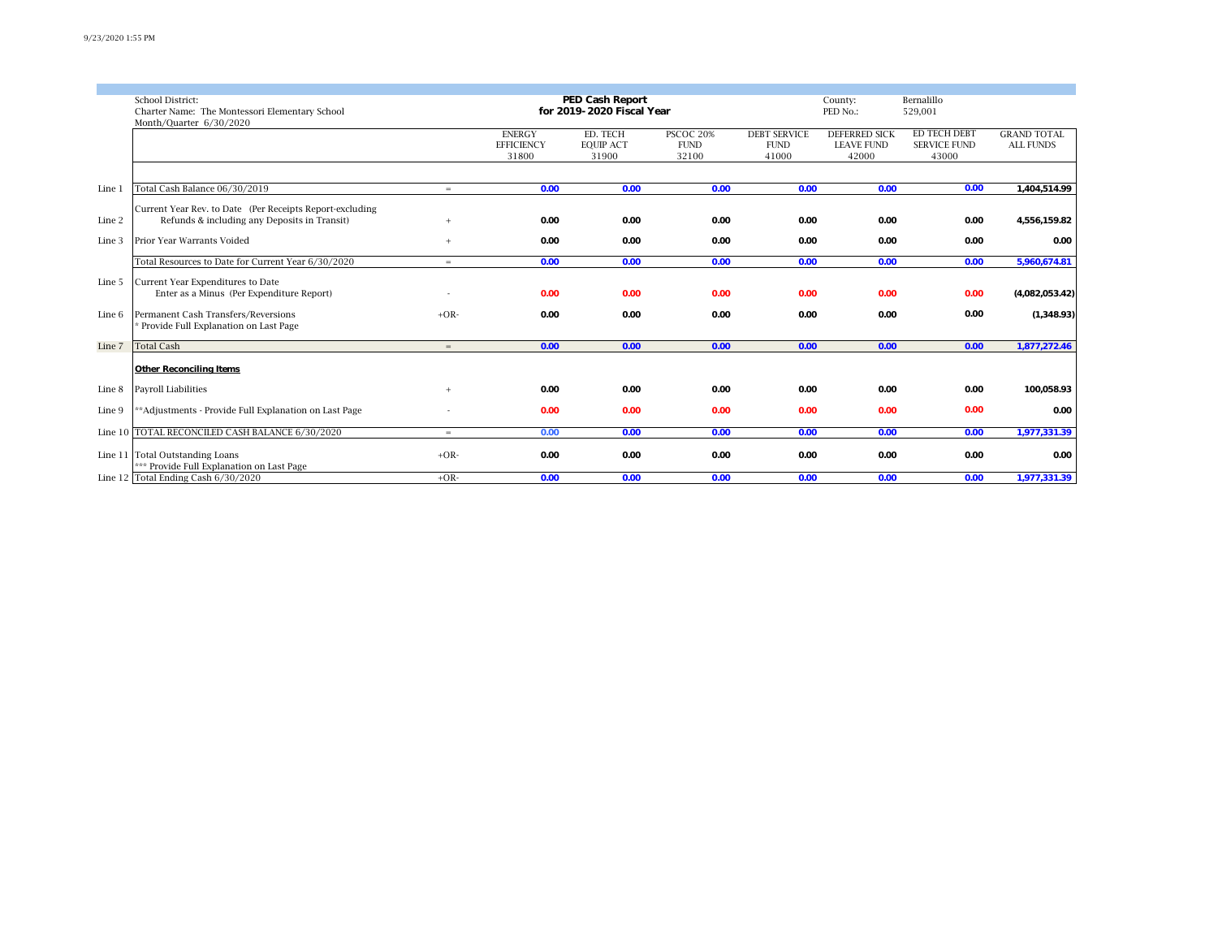School District:
Charter Name: The Montessori Elementary School
Month/Quarter 6/30/2020

**PED Cash Report**
**for 2019-2020 Fiscal Year**

County: Bernalillo
PED No.: 529,001

| | | | ENERGY EFFICIENCY 31800 | ED. TECH EQUIP ACT 31900 | PSCOC 20% FUND 32100 | DEBT SERVICE FUND 41000 | DEFERRED SICK LEAVE FUND 42000 | ED TECH DEBT SERVICE FUND 43000 | GRAND TOTAL ALL FUNDS |
|---|---|---|---|---|---|---|---|---|---|
| Line 1 | Total Cash Balance 06/30/2019 | = | 0.00 | 0.00 | 0.00 | 0.00 | 0.00 | 0.00 | 1,404,514.99 |
| Line 2 | Current Year Rev. to Date (Per Receipts Report-excluding Refunds & including any Deposits in Transit) | + | 0.00 | 0.00 | 0.00 | 0.00 | 0.00 | 0.00 | 4,556,159.82 |
| Line 3 | Prior Year Warrants Voided | + | 0.00 | 0.00 | 0.00 | 0.00 | 0.00 | 0.00 | 0.00 |
| | Total Resources to Date for Current Year 6/30/2020 | = | 0.00 | 0.00 | 0.00 | 0.00 | 0.00 | 0.00 | 5,960,674.81 |
| Line 5 | Current Year Expenditures to Date Enter as a Minus (Per Expenditure Report) | - | 0.00 | 0.00 | 0.00 | 0.00 | 0.00 | 0.00 | (4,082,053.42) |
| Line 6 | Permanent Cash Transfers/Reversions * Provide Full Explanation on Last Page | +OR- | 0.00 | 0.00 | 0.00 | 0.00 | 0.00 | 0.00 | (1,348.93) |
| Line 7 | Total Cash | = | 0.00 | 0.00 | 0.00 | 0.00 | 0.00 | 0.00 | 1,877,272.46 |
| | **Other Reconciling Items** | | | | | | | | |
| Line 8 | Payroll Liabilities | + | 0.00 | 0.00 | 0.00 | 0.00 | 0.00 | 0.00 | 100,058.93 |
| Line 9 | **Adjustments - Provide Full Explanation on Last Page | - | 0.00 | 0.00 | 0.00 | 0.00 | 0.00 | 0.00 | 0.00 |
| Line 10 | TOTAL RECONCILED CASH BALANCE 6/30/2020 | = | 0.00 | 0.00 | 0.00 | 0.00 | 0.00 | 0.00 | 1,977,331.39 |
| Line 11 | Total Outstanding Loans *** Provide Full Explanation on Last Page | +OR- | 0.00 | 0.00 | 0.00 | 0.00 | 0.00 | 0.00 | 0.00 |
| Line 12 | Total Ending Cash 6/30/2020 | +OR- | 0.00 | 0.00 | 0.00 | 0.00 | 0.00 | 0.00 | 1,977,331.39 |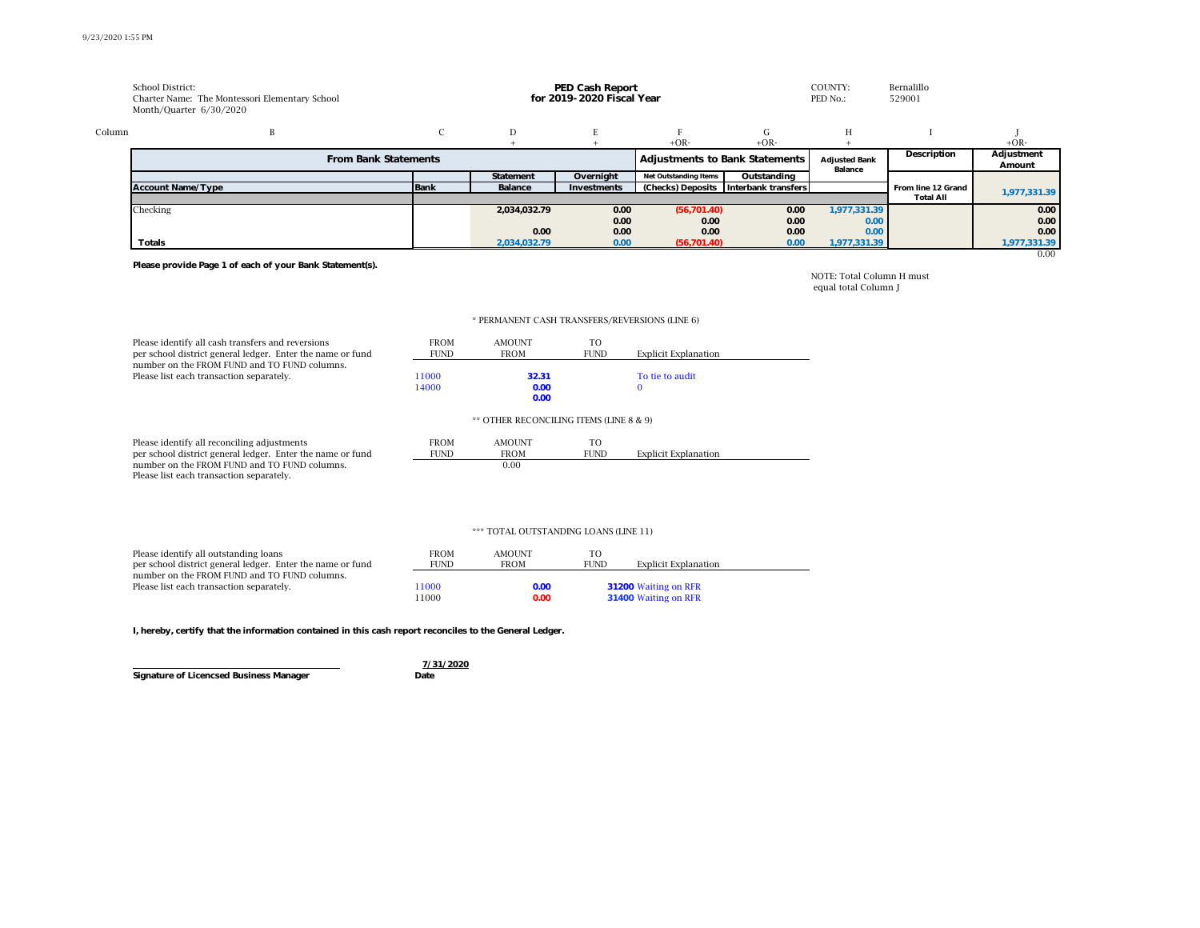9/23/2020 1:55 PM

School District:
Charter Name: The Montessori Elementary School
Month/Quarter 6/30/2020

**PED Cash Report**
**for 2019-2020 Fiscal Year**

COUNTY: Bernalillo
PED No.: 529001

| Column | B | C | D | E | F | G | H | I | J |
|---|---|---|---|---|---|---|---|---|---|
| | | | + | + | +OR- | +OR- | + | | +OR- |
| | **From Bank Statements** | | | | **Adjustments to Bank Statements** | | **Adjusted Bank Balance** | **Description** | **Adjustment Amount** |
| | | | **Statement** | **Overnight** | **Net Outstanding Items** | **Outstanding** | | | |
| | **Account Name/Type** | **Bank** | **Balance** | **Investments** | **(Checks) Deposits** | **Interbank transfers** | | **From line 12 Grand Total All** | **1,977,331.39** |
| | Checking | | **2,034,032.79** | **0.00** | **(56,701.40)** | **0.00** | 1,977,331.39 | | **0.00** |
| | | | | **0.00** | **0.00** | **0.00** | 0.00 | | **0.00** |
| | | | **0.00** | **0.00** | **0.00** | **0.00** | 0.00 | | **0.00** |
| | **Totals** | | 2,034,032.79 | 0.00 | (56,701.40) | 0.00 | 1,977,331.39 | | 1,977,331.39 |
| | | | | | | | | | 0.00 |

**Please provide Page 1 of each of your Bank Statement(s).**

NOTE: Total Column H must equal total Column J

\* PERMANENT CASH TRANSFERS/REVERSIONS (LINE 6)

Please identify all cash transfers and reversions per school district general ledger. Enter the name or fund number on the FROM FUND and TO FUND columns. Please list each transaction separately.

| FROM FUND | AMOUNT FROM | TO FUND | Explicit Explanation |
|---|---|---|---|
| 11000 | **32.31** | | To tie to audit |
| 14000 | **0.00** | | 0 |
| | **0.00** | | |

\*\* OTHER RECONCILING ITEMS (LINE 8 & 9)

Please identify all reconciling adjustments per school district general ledger. Enter the name or fund number on the FROM FUND and TO FUND columns. Please list each transaction separately.

| FROM FUND | AMOUNT FROM | TO FUND | Explicit Explanation |
|---|---|---|---|
| | 0.00 | | |

\*\*\* TOTAL OUTSTANDING LOANS (LINE 11)

Please identify all outstanding loans per school district general ledger. Enter the name or fund number on the FROM FUND and TO FUND columns. Please list each transaction separately.

| FROM FUND | AMOUNT FROM | TO FUND | Explicit Explanation |
|---|---|---|---|
| 11000 | **0.00** | **31200** | Waiting on RFR |
| 11000 | **0.00** | **31400** | Waiting on RFR |

**I, hereby, certify that the information contained in this cash report reconciles to the General Ledger.**

**Signature of Licencsed Business Manager**

**7/31/2020**
**Date**